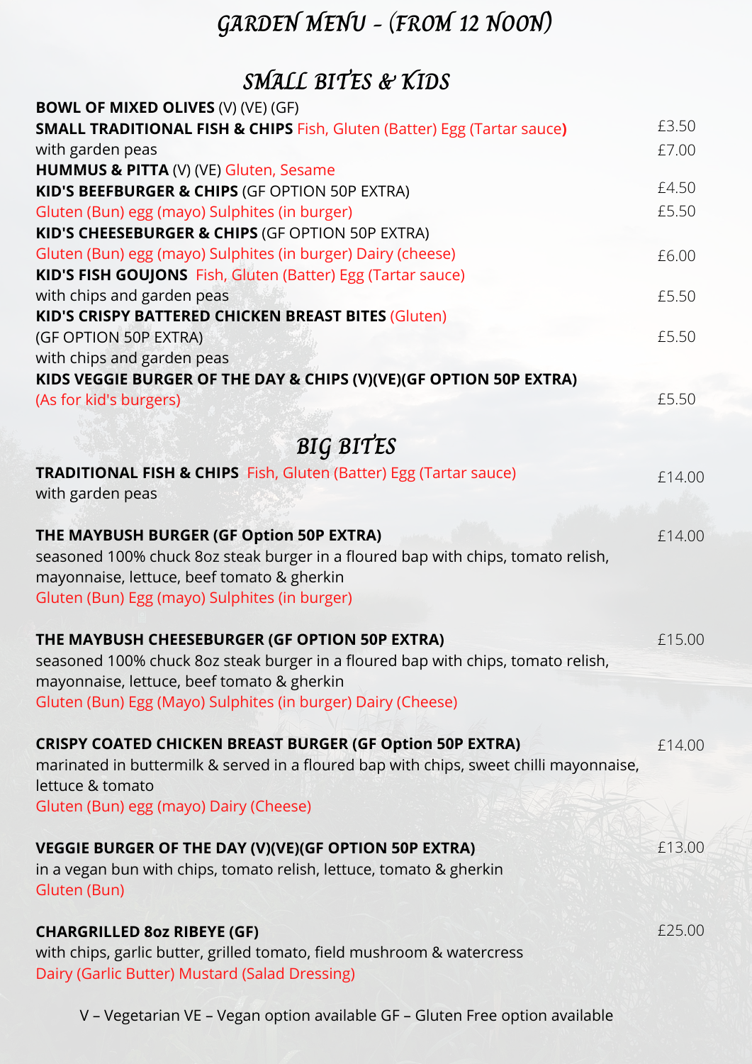# GARDEN MENU - (FROM 12 NOON)

## SMALL BITES & KIDS

**BOWL OF MIXED OLIVES** (V) (VE) (GF) — £3.50

**SMALL TRADITIONAL FISH & CHIPS** Fish, Gluten (Batter) Egg (Tartar sauce)
with garden peas — £7.00

**HUMMUS & PITTA** (V) (VE) Gluten, Sesame — £4.50

**KID'S BEEFBURGER & CHIPS** (GF OPTION 50P EXTRA)
Gluten (Bun) egg (mayo) Sulphites (in burger) — £5.50

**KID'S CHEESEBURGER & CHIPS** (GF OPTION 50P EXTRA)
Gluten (Bun) egg (mayo) Sulphites (in burger) Dairy (cheese) — £6.00

**KID'S FISH GOUJONS** Fish, Gluten (Batter) Egg (Tartar sauce)
with chips and garden peas — £5.50

**KID'S CRISPY BATTERED CHICKEN BREAST BITES** (Gluten)
(GF OPTION 50P EXTRA)
with chips and garden peas — £5.50

**KIDS VEGGIE BURGER OF THE DAY & CHIPS (V)(VE)(GF OPTION 50P EXTRA)**
(As for kid's burgers) — £5.50

## BIG BITES

**TRADITIONAL FISH & CHIPS** Fish, Gluten (Batter) Egg (Tartar sauce) — £14.00
with garden peas

**THE MAYBUSH BURGER (GF Option 50P EXTRA)** — £14.00
seasoned 100% chuck 8oz steak burger in a floured bap with chips, tomato relish, mayonnaise, lettuce, beef tomato & gherkin
Gluten (Bun) Egg (mayo) Sulphites (in burger)

**THE MAYBUSH CHEESEBURGER (GF OPTION 50P EXTRA)** — £15.00
seasoned 100% chuck 8oz steak burger in a floured bap with chips, tomato relish, mayonnaise, lettuce, beef tomato & gherkin
Gluten (Bun) Egg (Mayo) Sulphites (in burger) Dairy (Cheese)

**CRISPY COATED CHICKEN BREAST BURGER (GF Option 50P EXTRA)** — £14.00
marinated in buttermilk & served in a floured bap with chips, sweet chilli mayonnaise, lettuce & tomato
Gluten (Bun) egg (mayo) Dairy (Cheese)

**VEGGIE BURGER OF THE DAY (V)(VE)(GF OPTION 50P EXTRA)** — £13.00
in a vegan bun with chips, tomato relish, lettuce, tomato & gherkin
Gluten (Bun)

**CHARGRILLED 8oz RIBEYE (GF)** — £25.00
with chips, garlic butter, grilled tomato, field mushroom & watercress
Dairy (Garlic Butter) Mustard (Salad Dressing)

V – Vegetarian VE – Vegan option available GF – Gluten Free option available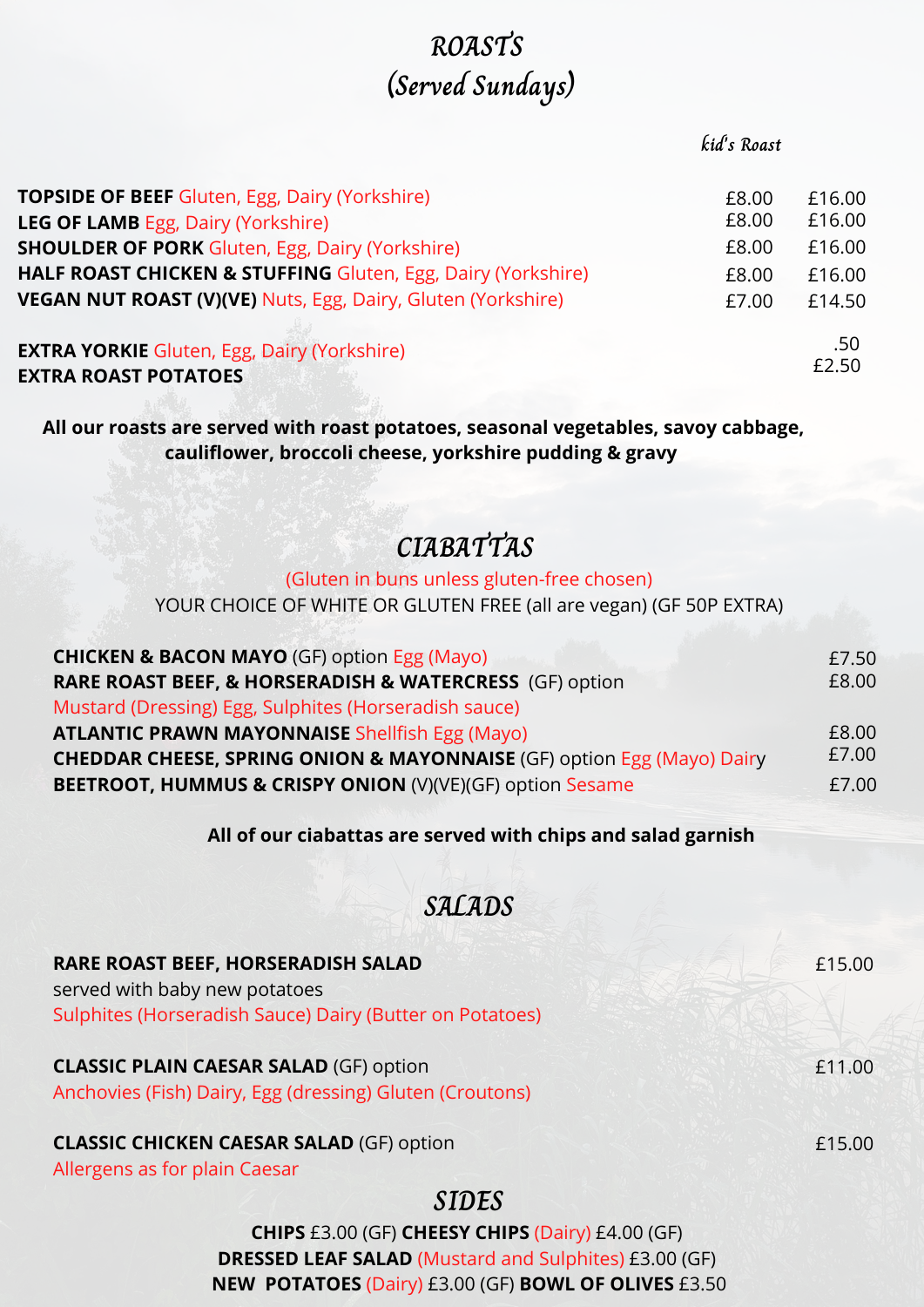# ROASTS (Served Sundays)

| | Kid's Roast | |
|---|---|---|
| **TOPSIDE OF BEEF** Gluten, Egg, Dairy (Yorkshire) | £8.00 | £16.00 |
| **LEG OF LAMB** Egg, Dairy (Yorkshire) | £8.00 | £16.00 |
| **SHOULDER OF PORK** Gluten, Egg, Dairy (Yorkshire) | £8.00 | £16.00 |
| **HALF ROAST CHICKEN & STUFFING** Gluten, Egg, Dairy (Yorkshire) | £8.00 | £16.00 |
| **VEGAN NUT ROAST (V)(VE)** Nuts, Egg, Dairy, Gluten (Yorkshire) | £7.00 | £14.50 |
| **EXTRA YORKIE** Gluten, Egg, Dairy (Yorkshire) | | .50 |
| **EXTRA ROAST POTATOES** | | £2.50 |

**All our roasts are served with roast potatoes, seasonal vegetables, savoy cabbage, cauliflower, broccoli cheese, yorkshire pudding & gravy**

# CIABATTAS

(Gluten in buns unless gluten-free chosen)

YOUR CHOICE OF WHITE OR GLUTEN FREE (all are vegan) (GF 50P EXTRA)

| | |
|---|---|
| **CHICKEN & BACON MAYO** (GF) option Egg (Mayo) | £7.50 |
| **RARE ROAST BEEF, & HORSERADISH & WATERCRESS** (GF) option Mustard (Dressing) Egg, Sulphites (Horseradish sauce) | £8.00 |
| **ATLANTIC PRAWN MAYONNAISE** Shellfish Egg (Mayo) | £8.00 |
| **CHEDDAR CHEESE, SPRING ONION & MAYONNAISE** (GF) option Egg (Mayo) Dairy | £7.00 |
| **BEETROOT, HUMMUS & CRISPY ONION** (V)(VE)(GF) option Sesame | £7.00 |

**All of our ciabattas are served with chips and salad garnish**

# SALADS

**RARE ROAST BEEF, HORSERADISH SALAD** — £15.00
served with baby new potatoes
Sulphites (Horseradish Sauce) Dairy (Butter on Potatoes)

**CLASSIC PLAIN CAESAR SALAD** (GF) option — £11.00
Anchovies (Fish) Dairy, Egg (dressing) Gluten (Croutons)

**CLASSIC CHICKEN CAESAR SALAD** (GF) option — £15.00
Allergens as for plain Caesar

# SIDES

**CHIPS** £3.00 (GF) **CHEESY CHIPS** (Dairy) £4.00 (GF)
**DRESSED LEAF SALAD** (Mustard and Sulphites) £3.00 (GF)
**NEW POTATOES** (Dairy) £3.00 (GF) **BOWL OF OLIVES** £3.50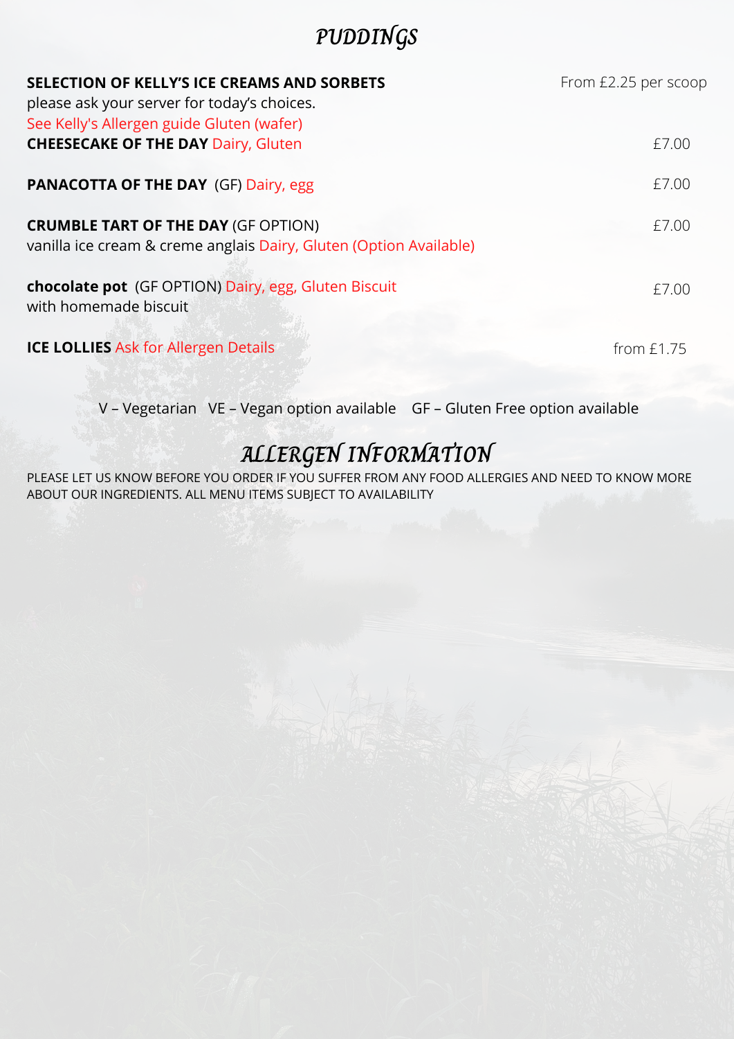# PUDDINGS

**SELECTION OF KELLY'S ICE CREAMS AND SORBETS** From £2.25 per scoop
please ask your server for today's choices.
See Kelly's Allergen guide Gluten (wafer)

**CHEESECAKE OF THE DAY** Dairy, Gluten £7.00

**PANACOTTA OF THE DAY** (GF) Dairy, egg £7.00

**CRUMBLE TART OF THE DAY** (GF OPTION) £7.00
vanilla ice cream & creme anglais Dairy, Gluten (Option Available)

**chocolate pot** (GF OPTION) Dairy, egg, Gluten Biscuit £7.00
with homemade biscuit

**ICE LOLLIES** Ask for Allergen Details from £1.75

V – Vegetarian VE – Vegan option available GF – Gluten Free option available

# ALLERGEN INFORMATION

PLEASE LET US KNOW BEFORE YOU ORDER IF YOU SUFFER FROM ANY FOOD ALLERGIES AND NEED TO KNOW MORE ABOUT OUR INGREDIENTS. ALL MENU ITEMS SUBJECT TO AVAILABILITY